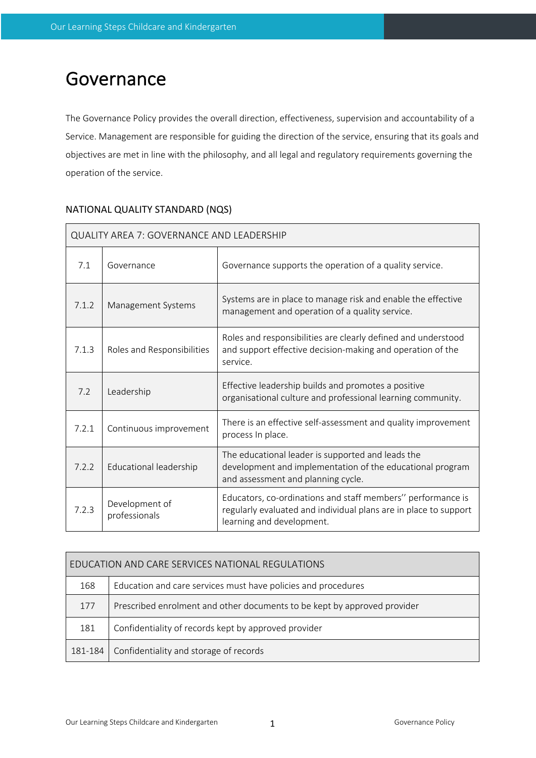# Governance

The Governance Policy provides the overall direction, effectiveness, supervision and accountability of a Service. Management are responsible for guiding the direction of the service, ensuring that its goals and objectives are met in line with the philosophy, and all legal and regulatory requirements governing the operation of the service.

## NATIONAL QUALITY STANDARD (NQS)

| QUALITY AREA 7: GOVERNANCE AND LEADERSHIP | | |
|---|---|---|
| 7.1 | Governance | Governance supports the operation of a quality service. |
| 7.1.2 | Management Systems | Systems are in place to manage risk and enable the effective management and operation of a quality service. |
| 7.1.3 | Roles and Responsibilities | Roles and responsibilities are clearly defined and understood and support effective decision-making and operation of the service. |
| 7.2 | Leadership | Effective leadership builds and promotes a positive organisational culture and professional learning community. |
| 7.2.1 | Continuous improvement | There is an effective self-assessment and quality improvement process In place. |
| 7.2.2 | Educational leadership | The educational leader is supported and leads the development and implementation of the educational program and assessment and planning cycle. |
| 7.2.3 | Development of professionals | Educators, co-ordinations and staff members'' performance is regularly evaluated and individual plans are in place to support learning and development. |

| EDUCATION AND CARE SERVICES NATIONAL REGULATIONS | |
|---|---|
| 168 | Education and care services must have policies and procedures |
| 177 | Prescribed enrolment and other documents to be kept by approved provider |
| 181 | Confidentiality of records kept by approved provider |
| 181-184 | Confidentiality and storage of records |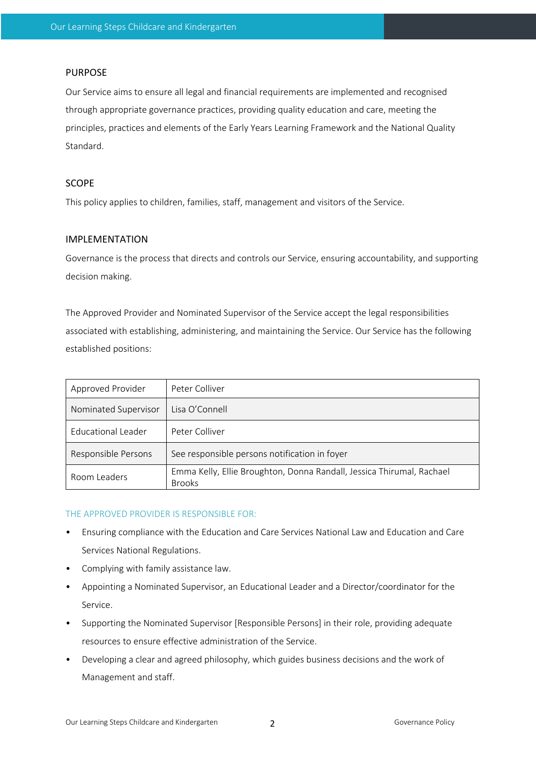## PURPOSE

Our Service aims to ensure all legal and financial requirements are implemented and recognised through appropriate governance practices, providing quality education and care, meeting the principles, practices and elements of the Early Years Learning Framework and the National Quality Standard.

## SCOPE

This policy applies to children, families, staff, management and visitors of the Service.

## IMPLEMENTATION

Governance is the process that directs and controls our Service, ensuring accountability, and supporting decision making.

The Approved Provider and Nominated Supervisor of the Service accept the legal responsibilities associated with establishing, administering, and maintaining the Service. Our Service has the following established positions:

| | |
|---|---|
| Approved Provider | Peter Colliver |
| Nominated Supervisor | Lisa O'Connell |
| Educational Leader | Peter Colliver |
| Responsible Persons | See responsible persons notification in foyer |
| Room Leaders | Emma Kelly, Ellie Broughton, Donna Randall, Jessica Thirumal, Rachael Brooks |

### THE APPROVED PROVIDER IS RESPONSIBLE FOR:

- Ensuring compliance with the Education and Care Services National Law and Education and Care Services National Regulations.
- Complying with family assistance law.
- Appointing a Nominated Supervisor, an Educational Leader and a Director/coordinator for the Service.
- Supporting the Nominated Supervisor [Responsible Persons] in their role, providing adequate resources to ensure effective administration of the Service.
- Developing a clear and agreed philosophy, which guides business decisions and the work of Management and staff.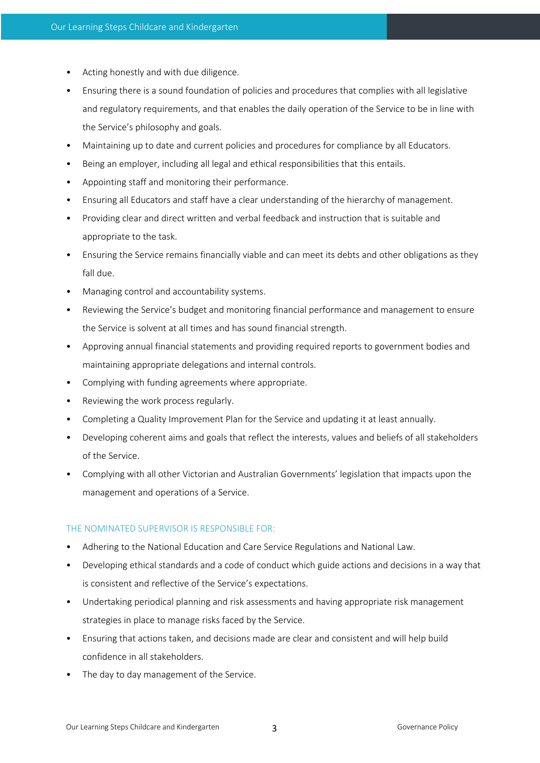- Acting honestly and with due diligence.
- Ensuring there is a sound foundation of policies and procedures that complies with all legislative and regulatory requirements, and that enables the daily operation of the Service to be in line with the Service's philosophy and goals.
- Maintaining up to date and current policies and procedures for compliance by all Educators.
- Being an employer, including all legal and ethical responsibilities that this entails.
- Appointing staff and monitoring their performance.
- Ensuring all Educators and staff have a clear understanding of the hierarchy of management.
- Providing clear and direct written and verbal feedback and instruction that is suitable and appropriate to the task.
- Ensuring the Service remains financially viable and can meet its debts and other obligations as they fall due.
- Managing control and accountability systems.
- Reviewing the Service's budget and monitoring financial performance and management to ensure the Service is solvent at all times and has sound financial strength.
- Approving annual financial statements and providing required reports to government bodies and maintaining appropriate delegations and internal controls.
- Complying with funding agreements where appropriate.
- Reviewing the work process regularly.
- Completing a Quality Improvement Plan for the Service and updating it at least annually.
- Developing coherent aims and goals that reflect the interests, values and beliefs of all stakeholders of the Service.
- Complying with all other Victorian and Australian Governments' legislation that impacts upon the management and operations of a Service.

### THE NOMINATED SUPERVISOR IS RESPONSIBLE FOR:

- Adhering to the National Education and Care Service Regulations and National Law.
- Developing ethical standards and a code of conduct which guide actions and decisions in a way that is consistent and reflective of the Service's expectations.
- Undertaking periodical planning and risk assessments and having appropriate risk management strategies in place to manage risks faced by the Service.
- Ensuring that actions taken, and decisions made are clear and consistent and will help build confidence in all stakeholders.
- The day to day management of the Service.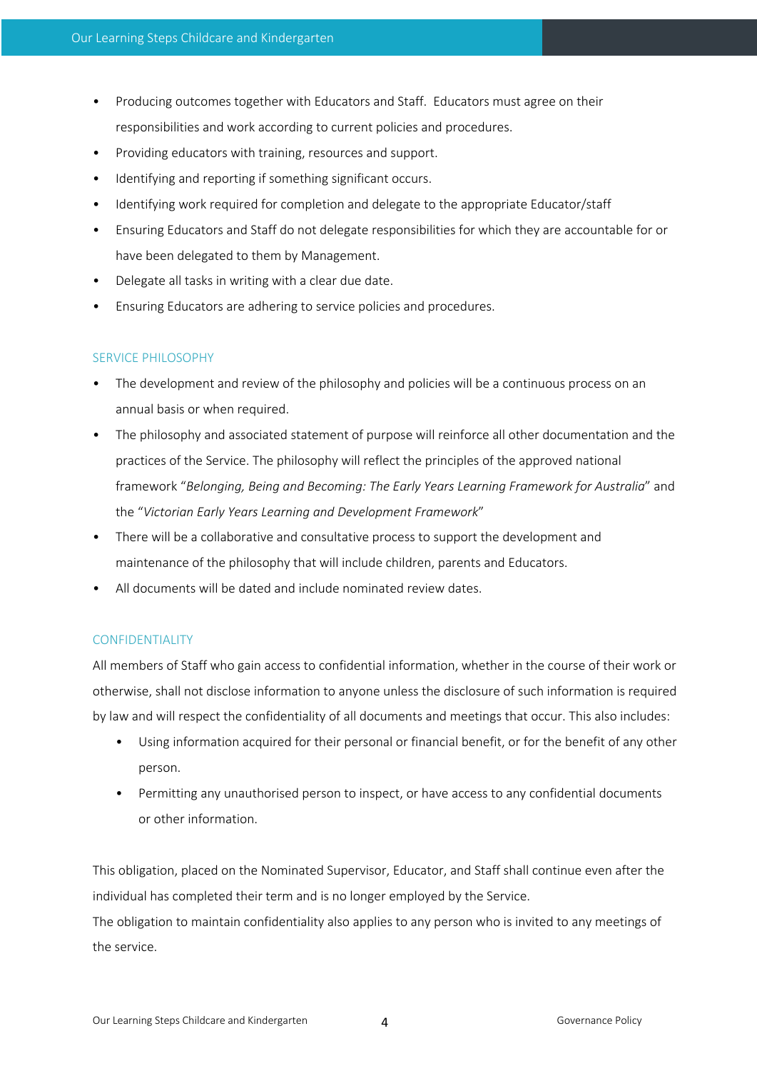- Producing outcomes together with Educators and Staff. Educators must agree on their responsibilities and work according to current policies and procedures.
- Providing educators with training, resources and support.
- Identifying and reporting if something significant occurs.
- Identifying work required for completion and delegate to the appropriate Educator/staff
- Ensuring Educators and Staff do not delegate responsibilities for which they are accountable for or have been delegated to them by Management.
- Delegate all tasks in writing with a clear due date.
- Ensuring Educators are adhering to service policies and procedures.

## SERVICE PHILOSOPHY

- The development and review of the philosophy and policies will be a continuous process on an annual basis or when required.
- The philosophy and associated statement of purpose will reinforce all other documentation and the practices of the Service. The philosophy will reflect the principles of the approved national framework "*Belonging, Being and Becoming: The Early Years Learning Framework for Australia*" and the "*Victorian Early Years Learning and Development Framework*"
- There will be a collaborative and consultative process to support the development and maintenance of the philosophy that will include children, parents and Educators.
- All documents will be dated and include nominated review dates.

## CONFIDENTIALITY

All members of Staff who gain access to confidential information, whether in the course of their work or otherwise, shall not disclose information to anyone unless the disclosure of such information is required by law and will respect the confidentiality of all documents and meetings that occur. This also includes:

- Using information acquired for their personal or financial benefit, or for the benefit of any other person.
- Permitting any unauthorised person to inspect, or have access to any confidential documents or other information.

This obligation, placed on the Nominated Supervisor, Educator, and Staff shall continue even after the individual has completed their term and is no longer employed by the Service.

The obligation to maintain confidentiality also applies to any person who is invited to any meetings of the service.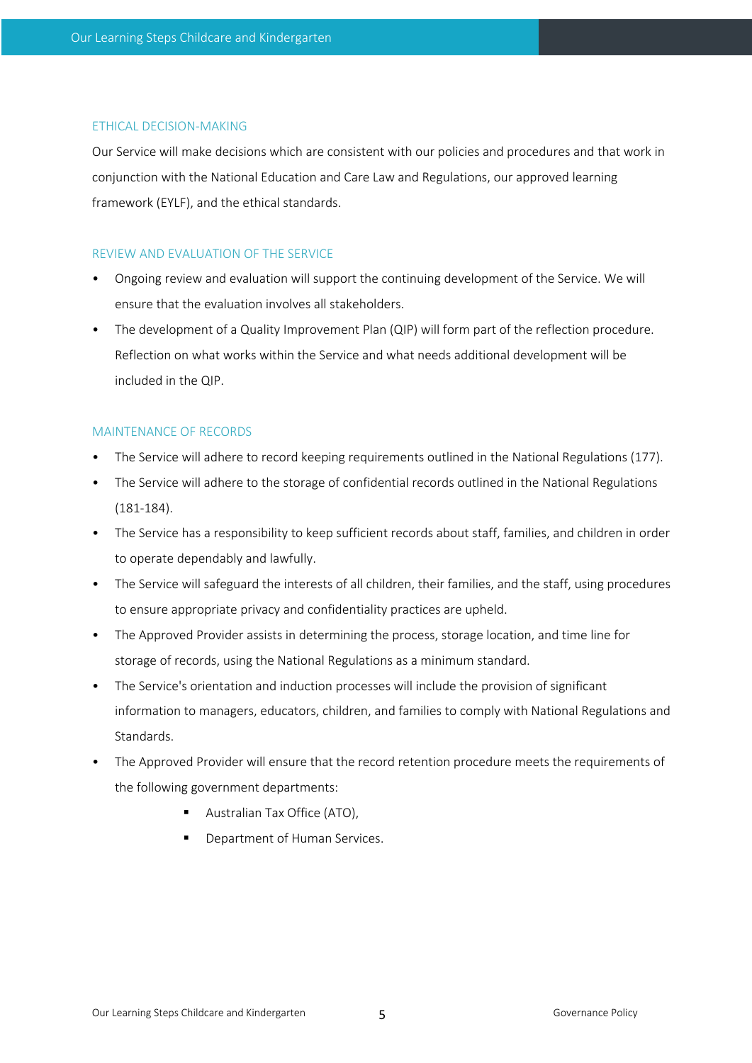## ETHICAL DECISION-MAKING

Our Service will make decisions which are consistent with our policies and procedures and that work in conjunction with the National Education and Care Law and Regulations, our approved learning framework (EYLF), and the ethical standards.

## REVIEW AND EVALUATION OF THE SERVICE

- Ongoing review and evaluation will support the continuing development of the Service. We will ensure that the evaluation involves all stakeholders.
- The development of a Quality Improvement Plan (QIP) will form part of the reflection procedure. Reflection on what works within the Service and what needs additional development will be included in the QIP.

## MAINTENANCE OF RECORDS

- The Service will adhere to record keeping requirements outlined in the National Regulations (177).
- The Service will adhere to the storage of confidential records outlined in the National Regulations (181-184).
- The Service has a responsibility to keep sufficient records about staff, families, and children in order to operate dependably and lawfully.
- The Service will safeguard the interests of all children, their families, and the staff, using procedures to ensure appropriate privacy and confidentiality practices are upheld.
- The Approved Provider assists in determining the process, storage location, and time line for storage of records, using the National Regulations as a minimum standard.
- The Service's orientation and induction processes will include the provision of significant information to managers, educators, children, and families to comply with National Regulations and Standards.
- The Approved Provider will ensure that the record retention procedure meets the requirements of the following government departments:
    - Australian Tax Office (ATO),
    - Department of Human Services.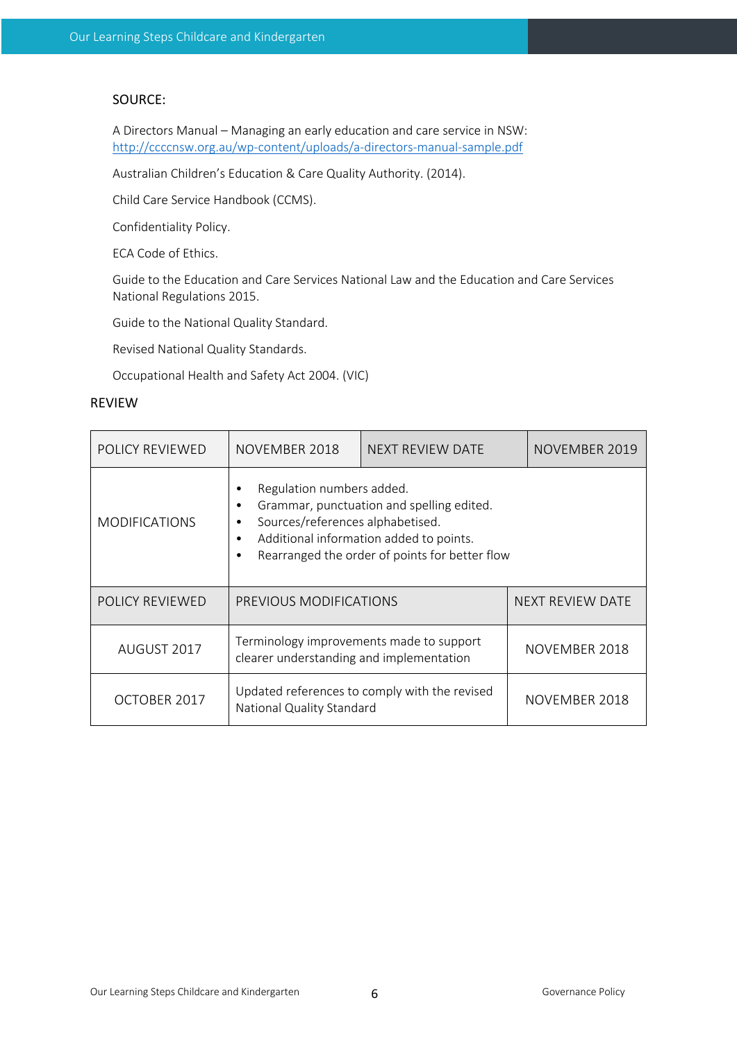SOURCE:

A Directors Manual – Managing an early education and care service in NSW: http://ccccnsw.org.au/wp-content/uploads/a-directors-manual-sample.pdf

Australian Children's Education & Care Quality Authority. (2014).

Child Care Service Handbook (CCMS).

Confidentiality Policy.

ECA Code of Ethics.

Guide to the Education and Care Services National Law and the Education and Care Services National Regulations 2015.

Guide to the National Quality Standard.

Revised National Quality Standards.

Occupational Health and Safety Act 2004. (VIC)

## REVIEW

| POLICY REVIEWED | NOVEMBER 2018 | NEXT REVIEW DATE | NOVEMBER 2019 |
|---|---|---|---|
| MODIFICATIONS | • Regulation numbers added.<br>• Grammar, punctuation and spelling edited.<br>• Sources/references alphabetised.<br>• Additional information added to points.<br>• Rearranged the order of points for better flow | | |
| POLICY REVIEWED | PREVIOUS MODIFICATIONS | | NEXT REVIEW DATE |
| AUGUST 2017 | Terminology improvements made to support clearer understanding and implementation | | NOVEMBER 2018 |
| OCTOBER 2017 | Updated references to comply with the revised National Quality Standard | | NOVEMBER 2018 |